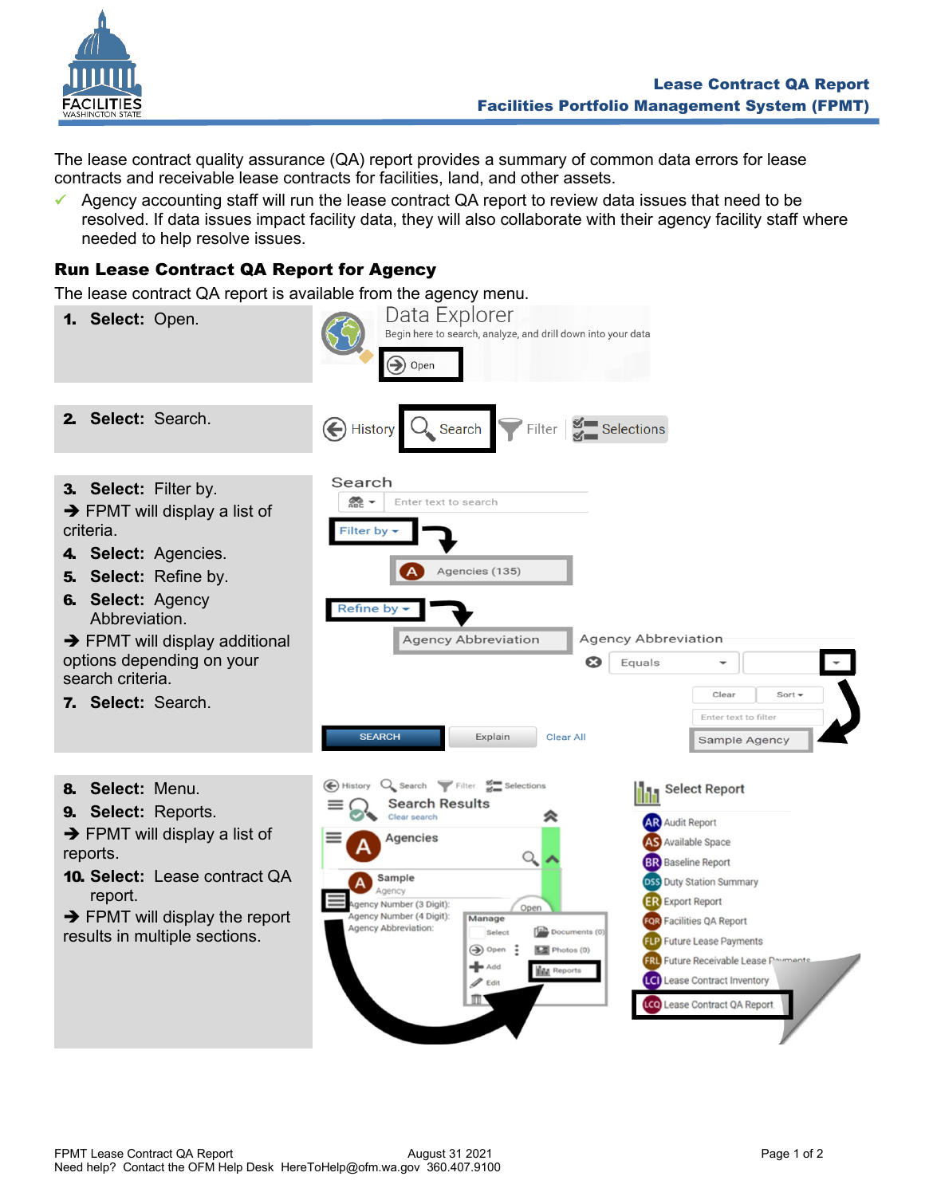# Lease Contract QA Report
## Facilities Portfolio Management System (FPMT)

The lease contract quality assurance (QA) report provides a summary of common data errors for lease contracts and receivable lease contracts for facilities, land, and other assets.

- ✓ Agency accounting staff will run the lease contract QA report to review data issues that need to be resolved. If data issues impact facility data, they will also collaborate with their agency facility staff where needed to help resolve issues.

## Run Lease Contract QA Report for Agency

The lease contract QA report is available from the agency menu.

1. **Select:** Open.
2. **Select:** Search.
3. **Select:** Filter by.
   → FPMT will display a list of criteria.
4. **Select:** Agencies.
5. **Select:** Refine by.
6. **Select:** Agency Abbreviation.
   → FPMT will display additional options depending on your search criteria.
7. **Select:** Search.
8. **Select:** Menu.
9. **Select:** Reports.
   → FPMT will display a list of reports.
10. **Select:** Lease contract QA report.
    → FPMT will display the report results in multiple sections.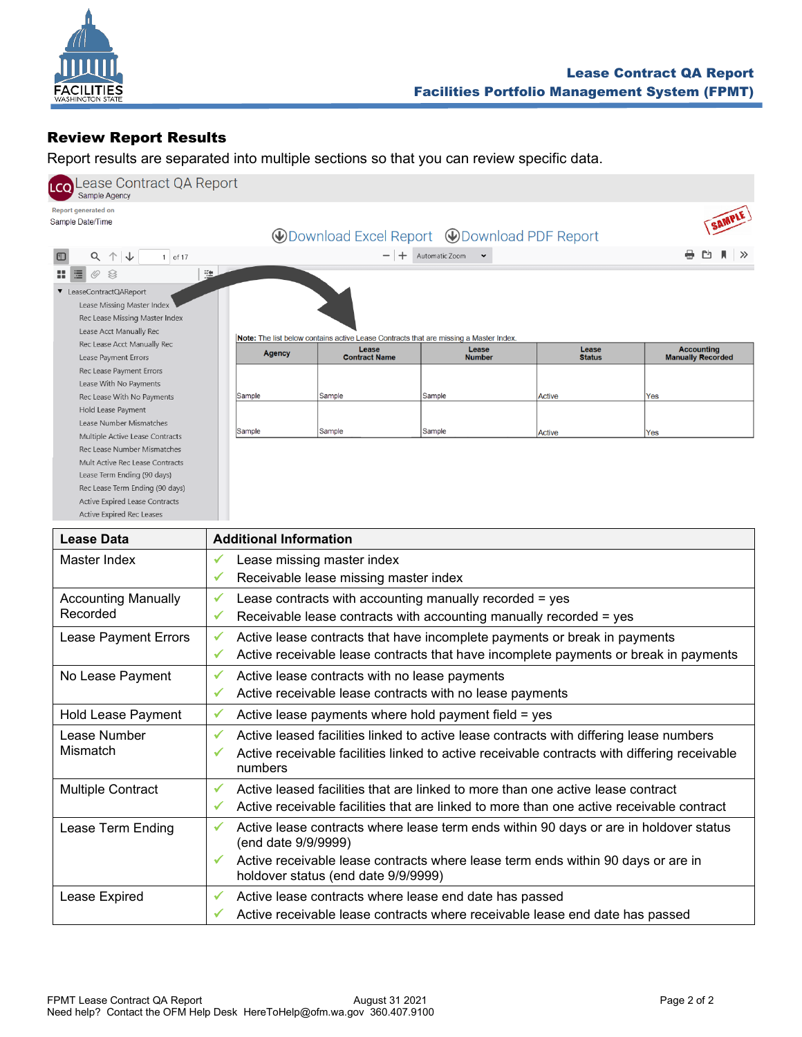## Review Report Results

Report results are separated into multiple sections so that you can review specific data.

LCQ Lease Contract QA Report
Sample Agency

Report generated on
Sample Date/Time

Download Excel Report   Download PDF Report

SAMPLE

LeaseContractQAReport
- Lease Missing Master Index
- Rec Lease Missing Master Index
- Lease Acct Manually Rec
- Rec Lease Acct Manually Rec
- Lease Payment Errors
- Rec Lease Payment Errors
- Lease With No Payments
- Rec Lease With No Payments
- Hold Lease Payment
- Lease Number Mismatches
- Multiple Active Lease Contracts
- Rec Lease Number Mismatches
- Mult Active Rec Lease Contracts
- Lease Term Ending (90 days)
- Rec Lease Term Ending (90 days)
- Active Expired Lease Contracts
- Active Expired Rec Leases

**Note:** The list below contains active Lease Contracts that are missing a Master Index.

| Agency | Lease Contract Name | Lease Number | Lease Status | Accounting Manually Recorded |
|---|---|---|---|---|
| Sample | Sample | Sample | Active | Yes |
| Sample | Sample | Sample | Active | Yes |

| Lease Data | Additional Information |
|---|---|
| Master Index | ✓ Lease missing master index<br>✓ Receivable lease missing master index |
| Accounting Manually Recorded | ✓ Lease contracts with accounting manually recorded = yes<br>✓ Receivable lease contracts with accounting manually recorded = yes |
| Lease Payment Errors | ✓ Active lease contracts that have incomplete payments or break in payments<br>✓ Active receivable lease contracts that have incomplete payments or break in payments |
| No Lease Payment | ✓ Active lease contracts with no lease payments<br>✓ Active receivable lease contracts with no lease payments |
| Hold Lease Payment | ✓ Active lease payments where hold payment field = yes |
| Lease Number Mismatch | ✓ Active leased facilities linked to active lease contracts with differing lease numbers<br>✓ Active receivable facilities linked to active receivable contracts with differing receivable numbers |
| Multiple Contract | ✓ Active leased facilities that are linked to more than one active lease contract<br>✓ Active receivable facilities that are linked to more than one active receivable contract |
| Lease Term Ending | ✓ Active lease contracts where lease term ends within 90 days or are in holdover status (end date 9/9/9999)<br>✓ Active receivable lease contracts where lease term ends within 90 days or are in holdover status (end date 9/9/9999) |
| Lease Expired | ✓ Active lease contracts where lease end date has passed<br>✓ Active receivable lease contracts where receivable lease end date has passed |

FPMT Lease Contract QA Report August 31 2021
Need help? Contact the OFM Help Desk HereToHelp@ofm.wa.gov 360.407.9100